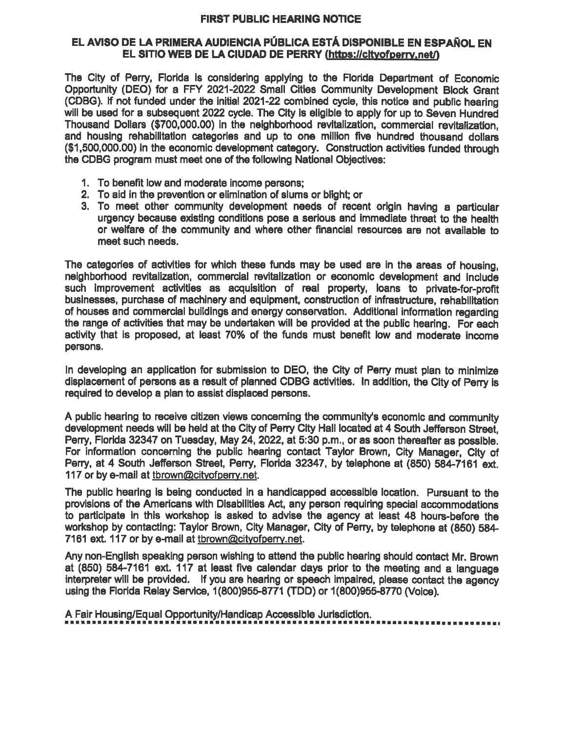# FIRST PUBLIC HEARING NOTICE

## EL AVISO DE LA PRIMERA AUDIENCIA PÚBLICA ESTÁ DISPONIBLE EN ESPAÑOL EN EL SITIO WEB DE LA CIUDAD DE PERRY (https://cityofperry.net/)

The City of Perry, Florida is considering applying to the Florida Department of Economic Opportunity (DEO) for a FFY 2021-2022 Small Cities Community Development Block Grant (CDBG). If not funded under the initial 2021-22 combined cycle, this notice and public hearing will be used for a subsequent 2022 cycle. The City is eligible to apply for up to Seven Hundred Thousand Dollars ($700,000.00) in the neighborhood revitalization, commercial revitalization, and housing rehabilitation categories and up to one million five hundred thousand dollars ($1,500,000.00) in the economic development category. Construction activities funded through the CDBG program must meet one of the following National Objectives:

1. To benefit low and moderate income persons;
2. To aid in the prevention or elimination of slums or blight; or
3. To meet other community development needs of recent origin having a particular urgency because existing conditions pose a serious and immediate threat to the health or welfare of the community and where other financial resources are not available to meet such needs.

The categories of activities for which these funds may be used are in the areas of housing, neighborhood revitalization, commercial revitalization or economic development and include such improvement activities as acquisition of real property, loans to private-for-profit businesses, purchase of machinery and equipment, construction of infrastructure, rehabilitation of houses and commercial buildings and energy conservation. Additional information regarding the range of activities that may be undertaken will be provided at the public hearing. For each activity that is proposed, at least 70% of the funds must benefit low and moderate income persons.

In developing an application for submission to DEO, the City of Perry must plan to minimize displacement of persons as a result of planned CDBG activities. In addition, the City of Perry is required to develop a plan to assist displaced persons.

A public hearing to receive citizen views concerning the community's economic and community development needs will be held at the City of Perry City Hall located at 4 South Jefferson Street, Perry, Florida 32347 on Tuesday, May 24, 2022, at 5:30 p.m., or as soon thereafter as possible. For information concerning the public hearing contact Taylor Brown, City Manager, City of Perry, at 4 South Jefferson Street, Perry, Florida 32347, by telephone at (850) 584-7161 ext. 117 or by e-mail at tbrown@cityofperry.net.

The public hearing is being conducted in a handicapped accessible location. Pursuant to the provisions of the Americans with Disabilities Act, any person requiring special accommodations to participate in this workshop is asked to advise the agency at least 48 hours-before the workshop by contacting: Taylor Brown, City Manager, City of Perry, by telephone at (850) 584-7161 ext. 117 or by e-mail at tbrown@cityofperry.net.

Any non-English speaking person wishing to attend the public hearing should contact Mr. Brown at (850) 584-7161 ext. 117 at least five calendar days prior to the meeting and a language interpreter will be provided. If you are hearing or speech impaired, please contact the agency using the Florida Relay Service, 1(800)955-8771 (TDD) or 1(800)955-8770 (Voice).

A Fair Housing/Equal Opportunity/Handicap Accessible Jurisdiction.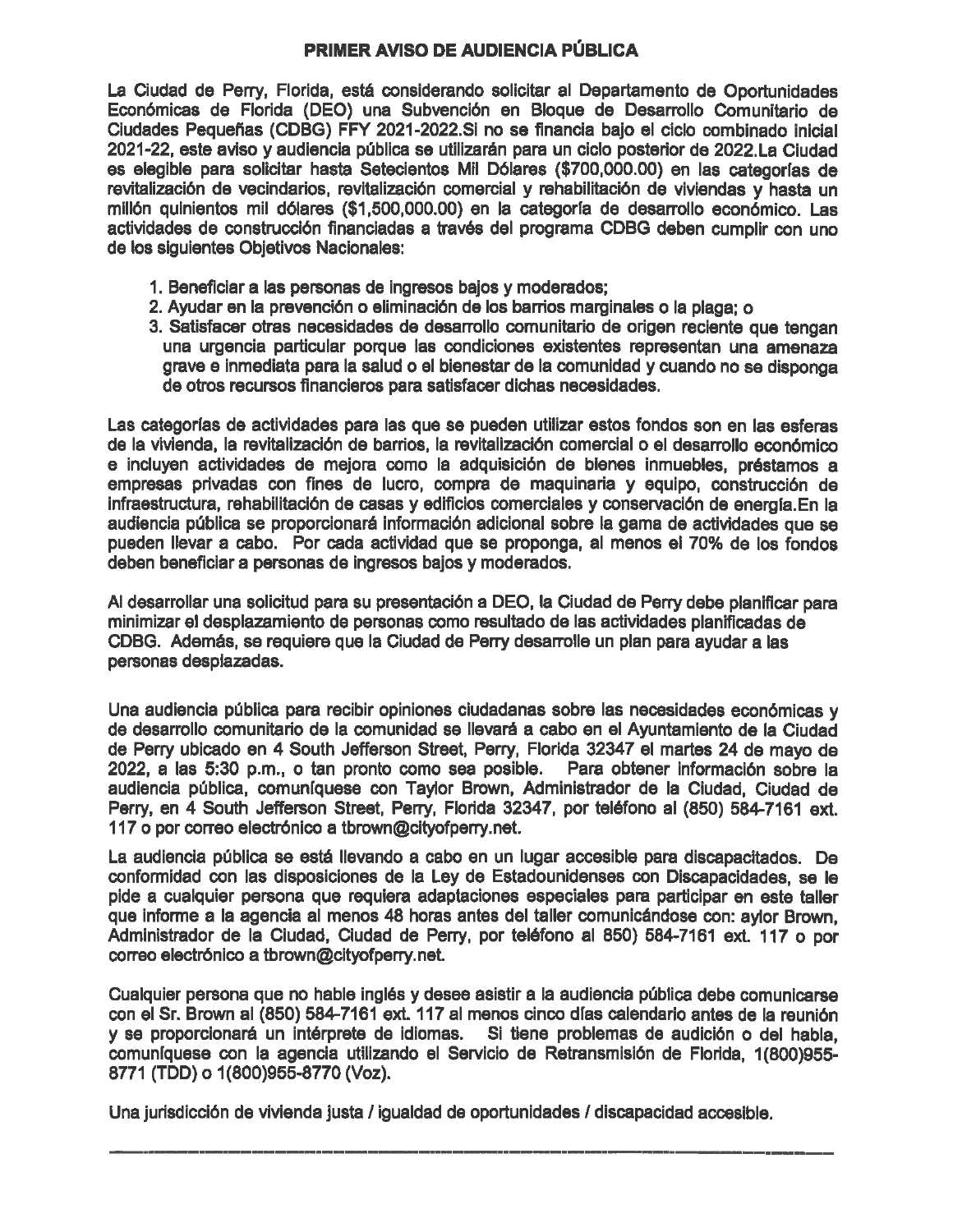# PRIMER AVISO DE AUDIENCIA PÚBLICA

La Ciudad de Perry, Florida, está considerando solicitar al Departamento de Oportunidades Económicas de Florida (DEO) una Subvención en Bloque de Desarrollo Comunitario de Ciudades Pequeñas (CDBG) FFY 2021-2022.Si no se financia bajo el ciclo combinado inicial 2021-22, este aviso y audiencia pública se utilizarán para un ciclo posterior de 2022.La Ciudad es elegible para solicitar hasta Setecientos Mil Dólares ($700,000.00) en las categorías de revitalización de vecindarios, revitalización comercial y rehabilitación de viviendas y hasta un millón quinientos mil dólares ($1,500,000.00) en la categoría de desarrollo económico. Las actividades de construcción financiadas a través del programa CDBG deben cumplir con uno de los siguientes Objetivos Nacionales:

1. Beneficiar a las personas de ingresos bajos y moderados;
2. Ayudar en la prevención o eliminación de los barrios marginales o la plaga; o
3. Satisfacer otras necesidades de desarrollo comunitario de origen reciente que tengan una urgencia particular porque las condiciones existentes representan una amenaza grave e inmediata para la salud o el bienestar de la comunidad y cuando no se disponga de otros recursos financieros para satisfacer dichas necesidades.

Las categorías de actividades para las que se pueden utilizar estos fondos son en las esferas de la vivienda, la revitalización de barrios, la revitalización comercial o el desarrollo económico e incluyen actividades de mejora como la adquisición de bienes inmuebles, préstamos a empresas privadas con fines de lucro, compra de maquinaria y equipo, construcción de infraestructura, rehabilitación de casas y edificios comerciales y conservación de energía.En la audiencia pública se proporcionará información adicional sobre la gama de actividades que se pueden llevar a cabo. Por cada actividad que se proponga, al menos el 70% de los fondos deben beneficiar a personas de ingresos bajos y moderados.

Al desarrollar una solicitud para su presentación a DEO, la Ciudad de Perry debe planificar para minimizar el desplazamiento de personas como resultado de las actividades planificadas de CDBG. Además, se requiere que la Ciudad de Perry desarrolle un plan para ayudar a las personas desplazadas.

Una audiencia pública para recibir opiniones ciudadanas sobre las necesidades económicas y de desarrollo comunitario de la comunidad se llevará a cabo en el Ayuntamiento de la Ciudad de Perry ubicado en 4 South Jefferson Street, Perry, Florida 32347 el martes 24 de mayo de 2022, a las 5:30 p.m., o tan pronto como sea posible. Para obtener información sobre la audiencia pública, comuníquese con Taylor Brown, Administrador de la Ciudad, Ciudad de Perry, en 4 South Jefferson Street, Perry, Florida 32347, por teléfono al (850) 584-7161 ext. 117 o por correo electrónico a tbrown@cityofperry.net.

La audiencia pública se está llevando a cabo en un lugar accesible para discapacitados. De conformidad con las disposiciones de la Ley de Estadounidenses con Discapacidades, se le pide a cualquier persona que requiera adaptaciones especiales para participar en este taller que informe a la agencia al menos 48 horas antes del taller comunicándose con: aylor Brown, Administrador de la Ciudad, Ciudad de Perry, por teléfono al 850) 584-7161 ext. 117 o por correo electrónico a tbrown@cityofperry.net.

Cualquier persona que no hable inglés y desee asistir a la audiencia pública debe comunicarse con el Sr. Brown al (850) 584-7161 ext. 117 al menos cinco días calendario antes de la reunión y se proporcionará un intérprete de idiomas. Si tiene problemas de audición o del habla, comuníquese con la agencia utilizando el Servicio de Retransmisión de Florida, 1(800)955-8771 (TDD) o 1(800)955-8770 (Voz).

Una jurisdicción de vivienda justa / igualdad de oportunidades / discapacidad accesible.

---